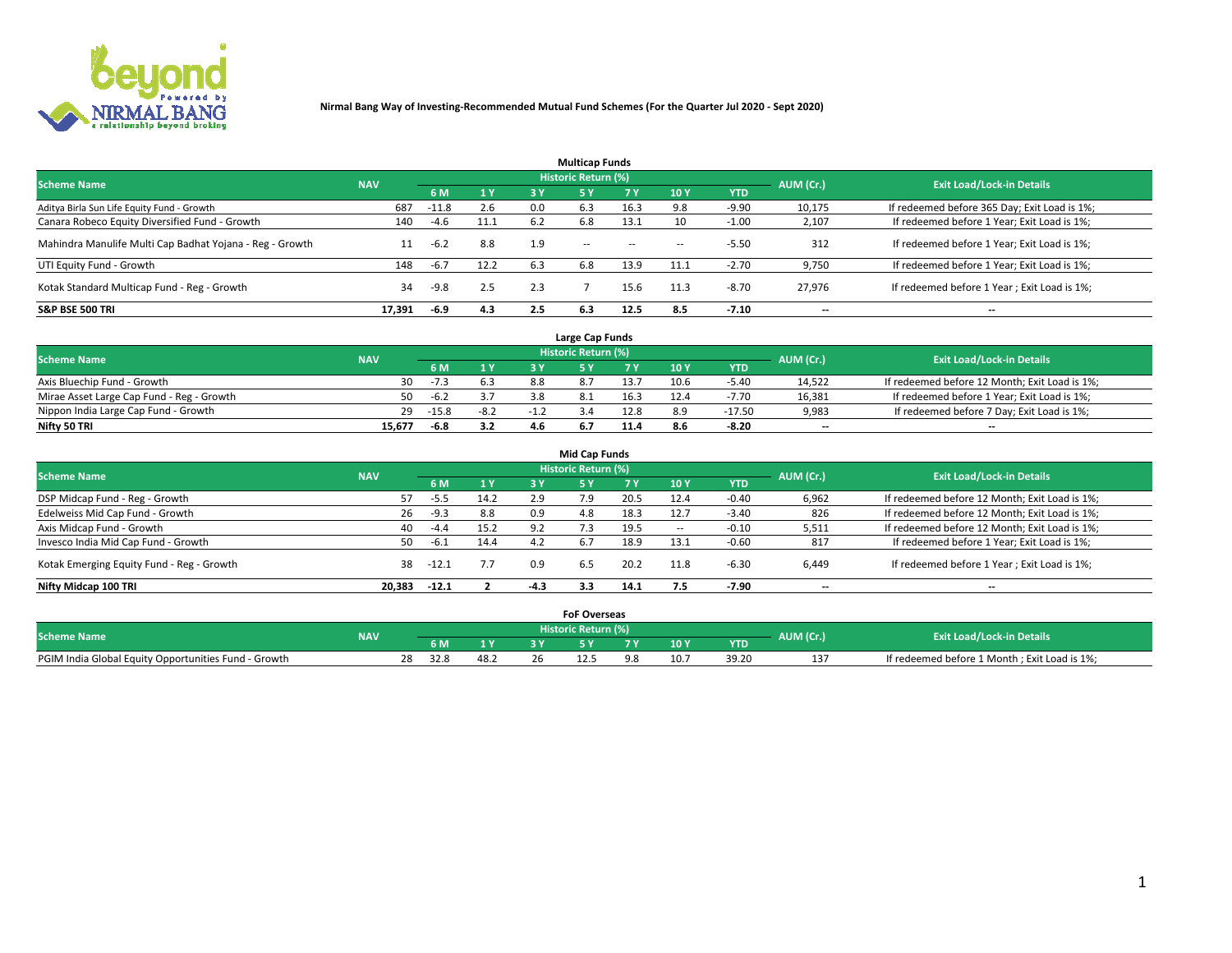**Nirmal Bang Way of Investing-Recommended Mutual Fund Schemes (For the Quarter Jul 2020 - Sept 2020)**

## Multicap Funds

| Scheme Name | NAV | Historic Return (%) | | | | | | | AUM (Cr.) | Exit Load/Lock-in Details |
|---|---|---|---|---|---|---|---|---|---|---|
| | | 6 M | 1 Y | 3 Y | 5 Y | 7 Y | 10 Y | YTD | | |
| Aditya Birla Sun Life Equity Fund - Growth | 687 | -11.8 | 2.6 | 0.0 | 6.3 | 16.3 | 9.8 | -9.90 | 10,175 | If redeemed before 365 Day; Exit Load is 1%; |
| Canara Robeco Equity Diversified Fund - Growth | 140 | -4.6 | 11.1 | 6.2 | 6.8 | 13.1 | 10 | -1.00 | 2,107 | If redeemed before 1 Year; Exit Load is 1%; |
| Mahindra Manulife Multi Cap Badhat Yojana - Reg - Growth | 11 | -6.2 | 8.8 | 1.9 | -- | -- | -- | -5.50 | 312 | If redeemed before 1 Year; Exit Load is 1%; |
| UTI Equity Fund - Growth | 148 | -6.7 | 12.2 | 6.3 | 6.8 | 13.9 | 11.1 | -2.70 | 9,750 | If redeemed before 1 Year; Exit Load is 1%; |
| Kotak Standard Multicap Fund - Reg - Growth | 34 | -9.8 | 2.5 | 2.3 | 7 | 15.6 | 11.3 | -8.70 | 27,976 | If redeemed before 1 Year ; Exit Load is 1%; |
| **S&P BSE 500 TRI** | **17,391** | **-6.9** | **4.3** | **2.5** | **6.3** | **12.5** | **8.5** | **-7.10** | -- | -- |

## Large Cap Funds

| Scheme Name | NAV | Historic Return (%) | | | | | | | AUM (Cr.) | Exit Load/Lock-in Details |
|---|---|---|---|---|---|---|---|---|---|---|
| | | 6 M | 1 Y | 3 Y | 5 Y | 7 Y | 10 Y | YTD | | |
| Axis Bluechip Fund - Growth | 30 | -7.3 | 6.3 | 8.8 | 8.7 | 13.7 | 10.6 | -5.40 | 14,522 | If redeemed before 12 Month; Exit Load is 1%; |
| Mirae Asset Large Cap Fund - Reg - Growth | 50 | -6.2 | 3.7 | 3.8 | 8.1 | 16.3 | 12.4 | -7.70 | 16,381 | If redeemed before 1 Year; Exit Load is 1%; |
| Nippon India Large Cap Fund - Growth | 29 | -15.8 | -8.2 | -1.2 | 3.4 | 12.8 | 8.9 | -17.50 | 9,983 | If redeemed before 7 Day; Exit Load is 1%; |
| **Nifty 50 TRI** | **15,677** | **-6.8** | **3.2** | **4.6** | **6.7** | **11.4** | **8.6** | **-8.20** | -- | -- |

## Mid Cap Funds

| Scheme Name | NAV | Historic Return (%) | | | | | | | AUM (Cr.) | Exit Load/Lock-in Details |
|---|---|---|---|---|---|---|---|---|---|---|
| | | 6 M | 1 Y | 3 Y | 5 Y | 7 Y | 10 Y | YTD | | |
| DSP Midcap Fund - Reg - Growth | 57 | -5.5 | 14.2 | 2.9 | 7.9 | 20.5 | 12.4 | -0.40 | 6,962 | If redeemed before 12 Month; Exit Load is 1%; |
| Edelweiss Mid Cap Fund - Growth | 26 | -9.3 | 8.8 | 0.9 | 4.8 | 18.3 | 12.7 | -3.40 | 826 | If redeemed before 12 Month; Exit Load is 1%; |
| Axis Midcap Fund - Growth | 40 | -4.4 | 15.2 | 9.2 | 7.3 | 19.5 | -- | -0.10 | 5,511 | If redeemed before 12 Month; Exit Load is 1%; |
| Invesco India Mid Cap Fund - Growth | 50 | -6.1 | 14.4 | 4.2 | 6.7 | 18.9 | 13.1 | -0.60 | 817 | If redeemed before 1 Year; Exit Load is 1%; |
| Kotak Emerging Equity Fund - Reg - Growth | 38 | -12.1 | 7.7 | 0.9 | 6.5 | 20.2 | 11.8 | -6.30 | 6,449 | If redeemed before 1 Year ; Exit Load is 1%; |
| **Nifty Midcap 100 TRI** | **20,383** | **-12.1** | **2** | **-4.3** | **3.3** | **14.1** | **7.5** | **-7.90** | -- | -- |

## FoF Overseas

| Scheme Name | NAV | Historic Return (%) | | | | | | | AUM (Cr.) | Exit Load/Lock-in Details |
|---|---|---|---|---|---|---|---|---|---|---|
| | | 6 M | 1 Y | 3 Y | 5 Y | 7 Y | 10 Y | YTD | | |
| PGIM India Global Equity Opportunities Fund - Growth | 28 | 32.8 | 48.2 | 26 | 12.5 | 9.8 | 10.7 | 39.20 | 137 | If redeemed before 1 Month ; Exit Load is 1%; |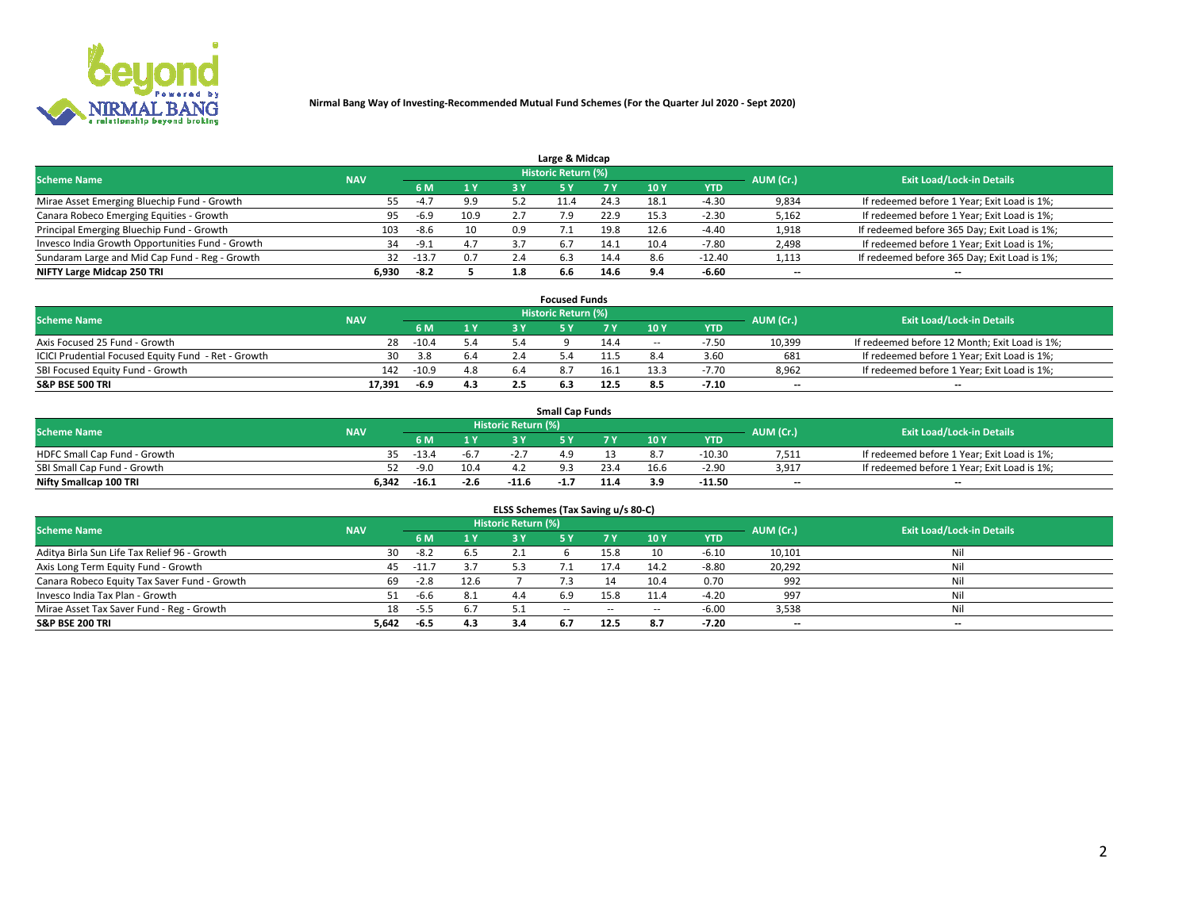**Nirmal Bang Way of Investing-Recommended Mutual Fund Schemes (For the Quarter Jul 2020 - Sept 2020)**

## Large & Midcap

| Scheme Name | NAV | Historic Return (%) | | | | | | | AUM (Cr.) | Exit Load/Lock-in Details |
|---|---|---|---|---|---|---|---|---|---|---|
| | | 6 M | 1 Y | 3 Y | 5 Y | 7 Y | 10 Y | YTD | | |
| Mirae Asset Emerging Bluechip Fund - Growth | 55 | -4.7 | 9.9 | 5.2 | 11.4 | 24.3 | 18.1 | -4.30 | 9,834 | If redeemed before 1 Year; Exit Load is 1%; |
| Canara Robeco Emerging Equities - Growth | 95 | -6.9 | 10.9 | 2.7 | 7.9 | 22.9 | 15.3 | -2.30 | 5,162 | If redeemed before 1 Year; Exit Load is 1%; |
| Principal Emerging Bluechip Fund - Growth | 103 | -8.6 | 10 | 0.9 | 7.1 | 19.8 | 12.6 | -4.40 | 1,918 | If redeemed before 365 Day; Exit Load is 1%; |
| Invesco India Growth Opportunities Fund - Growth | 34 | -9.1 | 4.7 | 3.7 | 6.7 | 14.1 | 10.4 | -7.80 | 2,498 | If redeemed before 1 Year; Exit Load is 1%; |
| Sundaram Large and Mid Cap Fund - Reg - Growth | 32 | -13.7 | 0.7 | 2.4 | 6.3 | 14.4 | 8.6 | -12.40 | 1,113 | If redeemed before 365 Day; Exit Load is 1%; |
| **NIFTY Large Midcap 250 TRI** | **6,930** | **-8.2** | **5** | **1.8** | **6.6** | **14.6** | **9.4** | **-6.60** | **--** | **--** |

## Focused Funds

| Scheme Name | NAV | Historic Return (%) | | | | | | | AUM (Cr.) | Exit Load/Lock-in Details |
|---|---|---|---|---|---|---|---|---|---|---|
| | | 6 M | 1 Y | 3 Y | 5 Y | 7 Y | 10 Y | YTD | | |
| Axis Focused 25 Fund - Growth | 28 | -10.4 | 5.4 | 5.4 | 9 | 14.4 | -- | -7.50 | 10,399 | If redeemed before 12 Month; Exit Load is 1%; |
| ICICI Prudential Focused Equity Fund - Ret - Growth | 30 | 3.8 | 6.4 | 2.4 | 5.4 | 11.5 | 8.4 | 3.60 | 681 | If redeemed before 1 Year; Exit Load is 1%; |
| SBI Focused Equity Fund - Growth | 142 | -10.9 | 4.8 | 6.4 | 8.7 | 16.1 | 13.3 | -7.70 | 8,962 | If redeemed before 1 Year; Exit Load is 1%; |
| **S&P BSE 500 TRI** | **17,391** | **-6.9** | **4.3** | **2.5** | **6.3** | **12.5** | **8.5** | **-7.10** | **--** | **--** |

## Small Cap Funds

| Scheme Name | NAV | Historic Return (%) | | | | | | | AUM (Cr.) | Exit Load/Lock-in Details |
|---|---|---|---|---|---|---|---|---|---|---|
| | | 6 M | 1 Y | 3 Y | 5 Y | 7 Y | 10 Y | YTD | | |
| HDFC Small Cap Fund - Growth | 35 | -13.4 | -6.7 | -2.7 | 4.9 | 13 | 8.7 | -10.30 | 7,511 | If redeemed before 1 Year; Exit Load is 1%; |
| SBI Small Cap Fund - Growth | 52 | -9.0 | 10.4 | 4.2 | 9.3 | 23.4 | 16.6 | -2.90 | 3,917 | If redeemed before 1 Year; Exit Load is 1%; |
| **Nifty Smallcap 100 TRI** | **6,342** | **-16.1** | **-2.6** | **-11.6** | **-1.7** | **11.4** | **3.9** | **-11.50** | **--** | **--** |

## ELSS Schemes (Tax Saving u/s 80-C)

| Scheme Name | NAV | Historic Return (%) | | | | | | | AUM (Cr.) | Exit Load/Lock-in Details |
|---|---|---|---|---|---|---|---|---|---|---|
| | | 6 M | 1 Y | 3 Y | 5 Y | 7 Y | 10 Y | YTD | | |
| Aditya Birla Sun Life Tax Relief 96 - Growth | 30 | -8.2 | 6.5 | 2.1 | 6 | 15.8 | 10 | -6.10 | 10,101 | Nil |
| Axis Long Term Equity Fund - Growth | 45 | -11.7 | 3.7 | 5.3 | 7.1 | 17.4 | 14.2 | -8.80 | 20,292 | Nil |
| Canara Robeco Equity Tax Saver Fund - Growth | 69 | -2.8 | 12.6 | 7 | 7.3 | 14 | 10.4 | 0.70 | 992 | Nil |
| Invesco India Tax Plan - Growth | 51 | -6.6 | 8.1 | 4.4 | 6.9 | 15.8 | 11.4 | -4.20 | 997 | Nil |
| Mirae Asset Tax Saver Fund - Reg - Growth | 18 | -5.5 | 6.7 | 5.1 | -- | -- | -- | -6.00 | 3,538 | Nil |
| **S&P BSE 200 TRI** | **5,642** | **-6.5** | **4.3** | **3.4** | **6.7** | **12.5** | **8.7** | **-7.20** | **--** | **--** |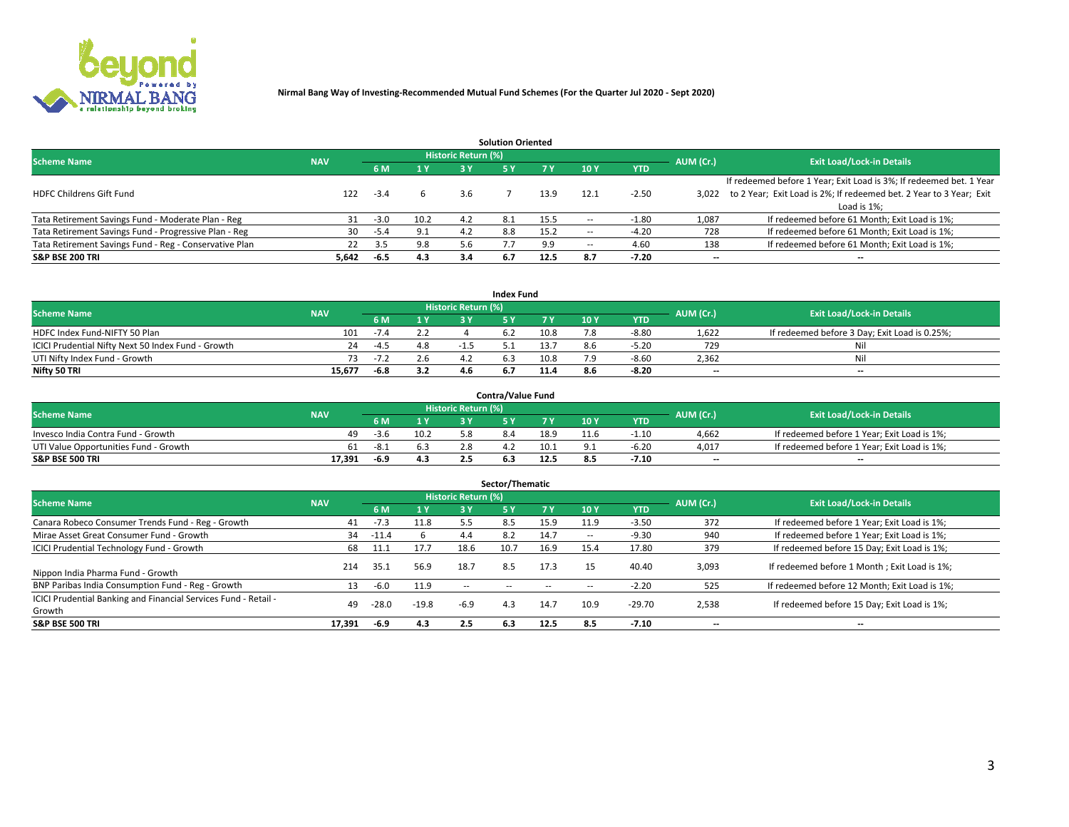**Nirmal Bang Way of Investing-Recommended Mutual Fund Schemes (For the Quarter Jul 2020 - Sept 2020)**

### Solution Oriented

| Scheme Name | NAV | Historic Return (%) | | | | | | | AUM (Cr.) | Exit Load/Lock-in Details |
|---|---|---|---|---|---|---|---|---|---|---|
| | | 6 M | 1 Y | 3 Y | 5 Y | 7 Y | 10 Y | YTD | | |
| HDFC Childrens Gift Fund | 122 | -3.4 | 6 | 3.6 | 7 | 13.9 | 12.1 | -2.50 | 3,022 | If redeemed before 1 Year; Exit Load is 3%; If redeemed bet. 1 Year to 2 Year; Exit Load is 2%; If redeemed bet. 2 Year to 3 Year; Exit Load is 1%; |
| Tata Retirement Savings Fund - Moderate Plan - Reg | 31 | -3.0 | 10.2 | 4.2 | 8.1 | 15.5 | -- | -1.80 | 1,087 | If redeemed before 61 Month; Exit Load is 1%; |
| Tata Retirement Savings Fund - Progressive Plan - Reg | 30 | -5.4 | 9.1 | 4.2 | 8.8 | 15.2 | -- | -4.20 | 728 | If redeemed before 61 Month; Exit Load is 1%; |
| Tata Retirement Savings Fund - Reg - Conservative Plan | 22 | 3.5 | 9.8 | 5.6 | 7.7 | 9.9 | -- | 4.60 | 138 | If redeemed before 61 Month; Exit Load is 1%; |
| **S&P BSE 200 TRI** | **5,642** | **-6.5** | **4.3** | **3.4** | **6.7** | **12.5** | **8.7** | **-7.20** | **--** | **--** |

### Index Fund

| Scheme Name | NAV | Historic Return (%) | | | | | | | AUM (Cr.) | Exit Load/Lock-in Details |
|---|---|---|---|---|---|---|---|---|---|---|
| | | 6 M | 1 Y | 3 Y | 5 Y | 7 Y | 10 Y | YTD | | |
| HDFC Index Fund-NIFTY 50 Plan | 101 | -7.4 | 2.2 | 4 | 6.2 | 10.8 | 7.8 | -8.80 | 1,622 | If redeemed before 3 Day; Exit Load is 0.25%; |
| ICICI Prudential Nifty Next 50 Index Fund - Growth | 24 | -4.5 | 4.8 | -1.5 | 5.1 | 13.7 | 8.6 | -5.20 | 729 | Nil |
| UTI Nifty Index Fund - Growth | 73 | -7.2 | 2.6 | 4.2 | 6.3 | 10.8 | 7.9 | -8.60 | 2,362 | Nil |
| **Nifty 50 TRI** | **15,677** | **-6.8** | **3.2** | **4.6** | **6.7** | **11.4** | **8.6** | **-8.20** | **--** | **--** |

### Contra/Value Fund

| Scheme Name | NAV | Historic Return (%) | | | | | | | AUM (Cr.) | Exit Load/Lock-in Details |
|---|---|---|---|---|---|---|---|---|---|---|
| | | 6 M | 1 Y | 3 Y | 5 Y | 7 Y | 10 Y | YTD | | |
| Invesco India Contra Fund - Growth | 49 | -3.6 | 10.2 | 5.8 | 8.4 | 18.9 | 11.6 | -1.10 | 4,662 | If redeemed before 1 Year; Exit Load is 1%; |
| UTI Value Opportunities Fund - Growth | 61 | -8.1 | 6.3 | 2.8 | 4.2 | 10.1 | 9.1 | -6.20 | 4,017 | If redeemed before 1 Year; Exit Load is 1%; |
| **S&P BSE 500 TRI** | **17,391** | **-6.9** | **4.3** | **2.5** | **6.3** | **12.5** | **8.5** | **-7.10** | **--** | **--** |

### Sector/Thematic

| Scheme Name | NAV | Historic Return (%) | | | | | | | AUM (Cr.) | Exit Load/Lock-in Details |
|---|---|---|---|---|---|---|---|---|---|---|
| | | 6 M | 1 Y | 3 Y | 5 Y | 7 Y | 10 Y | YTD | | |
| Canara Robeco Consumer Trends Fund - Reg - Growth | 41 | -7.3 | 11.8 | 5.5 | 8.5 | 15.9 | 11.9 | -3.50 | 372 | If redeemed before 1 Year; Exit Load is 1%; |
| Mirae Asset Great Consumer Fund - Growth | 34 | -11.4 | 6 | 4.4 | 8.2 | 14.7 | -- | -9.30 | 940 | If redeemed before 1 Year; Exit Load is 1%; |
| ICICI Prudential Technology Fund - Growth | 68 | 11.1 | 17.7 | 18.6 | 10.7 | 16.9 | 15.4 | 17.80 | 379 | If redeemed before 15 Day; Exit Load is 1%; |
| Nippon India Pharma Fund - Growth | 214 | 35.1 | 56.9 | 18.7 | 8.5 | 17.3 | 15 | 40.40 | 3,093 | If redeemed before 1 Month ; Exit Load is 1%; |
| BNP Paribas India Consumption Fund - Reg - Growth | 13 | -6.0 | 11.9 | -- | -- | -- | -- | -2.20 | 525 | If redeemed before 12 Month; Exit Load is 1%; |
| ICICI Prudential Banking and Financial Services Fund - Retail - Growth | 49 | -28.0 | -19.8 | -6.9 | 4.3 | 14.7 | 10.9 | -29.70 | 2,538 | If redeemed before 15 Day; Exit Load is 1%; |
| **S&P BSE 500 TRI** | **17,391** | **-6.9** | **4.3** | **2.5** | **6.3** | **12.5** | **8.5** | **-7.10** | **--** | **--** |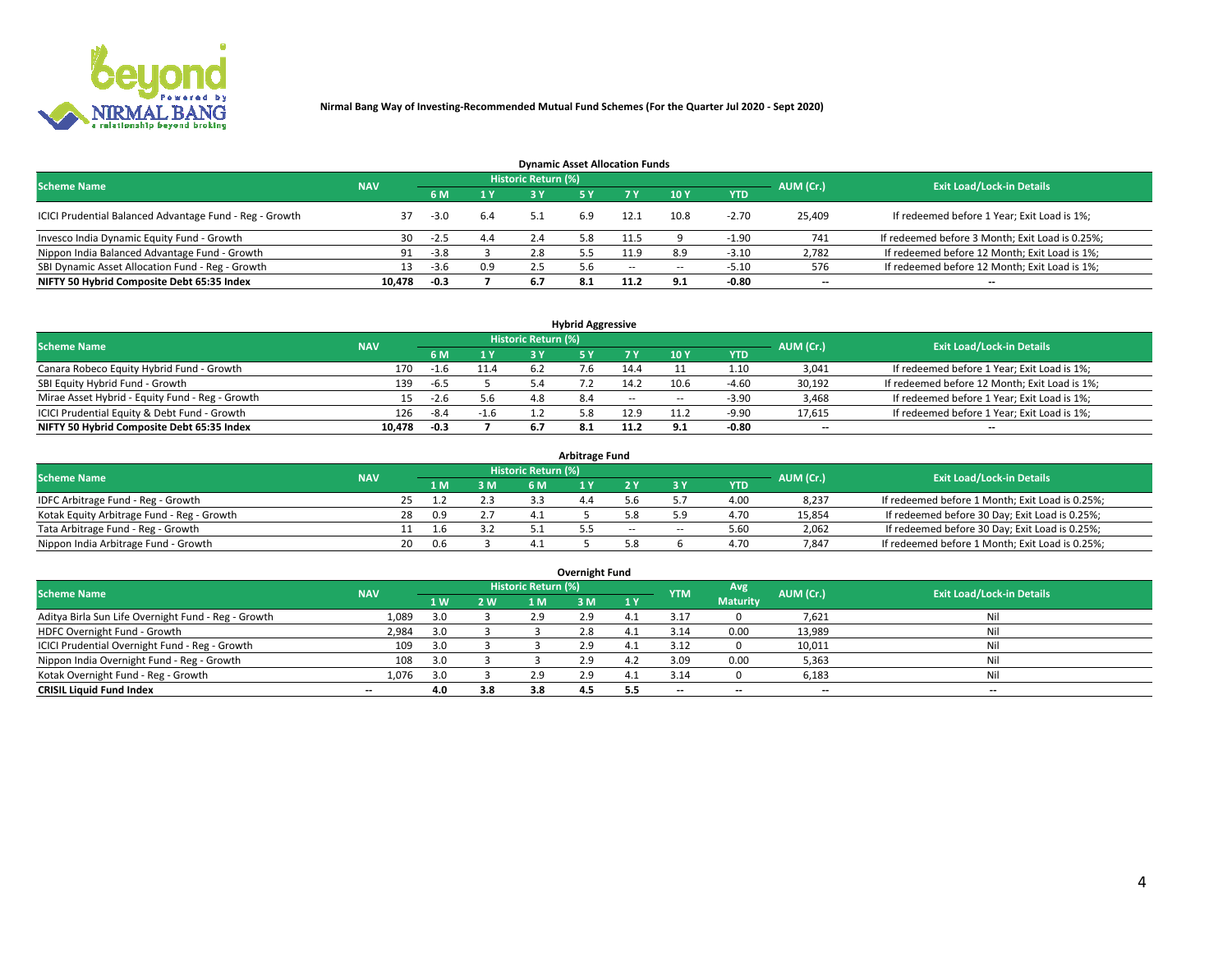**Nirmal Bang Way of Investing-Recommended Mutual Fund Schemes (For the Quarter Jul 2020 - Sept 2020)**

### Dynamic Asset Allocation Funds

| Scheme Name | NAV | Historic Return (%) | | | | | | | AUM (Cr.) | Exit Load/Lock-in Details |
|---|---|---|---|---|---|---|---|---|---|---|
| | | 6 M | 1 Y | 3 Y | 5 Y | 7 Y | 10 Y | YTD | | |
| ICICI Prudential Balanced Advantage Fund - Reg - Growth | 37 | -3.0 | 6.4 | 5.1 | 6.9 | 12.1 | 10.8 | -2.70 | 25,409 | If redeemed before 1 Year; Exit Load is 1%; |
| Invesco India Dynamic Equity Fund - Growth | 30 | -2.5 | 4.4 | 2.4 | 5.8 | 11.5 | 9 | -1.90 | 741 | If redeemed before 3 Month; Exit Load is 0.25%; |
| Nippon India Balanced Advantage Fund - Growth | 91 | -3.8 | 3 | 2.8 | 5.5 | 11.9 | 8.9 | -3.10 | 2,782 | If redeemed before 12 Month; Exit Load is 1%; |
| SBI Dynamic Asset Allocation Fund - Reg - Growth | 13 | -3.6 | 0.9 | 2.5 | 5.6 | -- | -- | -5.10 | 576 | If redeemed before 12 Month; Exit Load is 1%; |
| **NIFTY 50 Hybrid Composite Debt 65:35 Index** | **10,478** | **-0.3** | **7** | **6.7** | **8.1** | **11.2** | **9.1** | **-0.80** | **--** | **--** |

### Hybrid Aggressive

| Scheme Name | NAV | Historic Return (%) | | | | | | | AUM (Cr.) | Exit Load/Lock-in Details |
|---|---|---|---|---|---|---|---|---|---|---|
| | | 6 M | 1 Y | 3 Y | 5 Y | 7 Y | 10 Y | YTD | | |
| Canara Robeco Equity Hybrid Fund - Growth | 170 | -1.6 | 11.4 | 6.2 | 7.6 | 14.4 | 11 | 1.10 | 3,041 | If redeemed before 1 Year; Exit Load is 1%; |
| SBI Equity Hybrid Fund - Growth | 139 | -6.5 | 5 | 5.4 | 7.2 | 14.2 | 10.6 | -4.60 | 30,192 | If redeemed before 12 Month; Exit Load is 1%; |
| Mirae Asset Hybrid - Equity Fund - Reg - Growth | 15 | -2.6 | 5.6 | 4.8 | 8.4 | -- | -- | -3.90 | 3,468 | If redeemed before 1 Year; Exit Load is 1%; |
| ICICI Prudential Equity & Debt Fund - Growth | 126 | -8.4 | -1.6 | 1.2 | 5.8 | 12.9 | 11.2 | -9.90 | 17,615 | If redeemed before 1 Year; Exit Load is 1%; |
| **NIFTY 50 Hybrid Composite Debt 65:35 Index** | **10,478** | **-0.3** | **7** | **6.7** | **8.1** | **11.2** | **9.1** | **-0.80** | **--** | **--** |

### Arbitrage Fund

| Scheme Name | NAV | Historic Return (%) | | | | | | | AUM (Cr.) | Exit Load/Lock-in Details |
|---|---|---|---|---|---|---|---|---|---|---|
| | | 1 M | 3 M | 6 M | 1 Y | 2 Y | 3 Y | YTD | | |
| IDFC Arbitrage Fund - Reg - Growth | 25 | 1.2 | 2.3 | 3.3 | 4.4 | 5.6 | 5.7 | 4.00 | 8,237 | If redeemed before 1 Month; Exit Load is 0.25%; |
| Kotak Equity Arbitrage Fund - Reg - Growth | 28 | 0.9 | 2.7 | 4.1 | 5 | 5.8 | 5.9 | 4.70 | 15,854 | If redeemed before 30 Day; Exit Load is 0.25%; |
| Tata Arbitrage Fund - Reg - Growth | 11 | 1.6 | 3.2 | 5.1 | 5.5 | -- | -- | 5.60 | 2,062 | If redeemed before 30 Day; Exit Load is 0.25%; |
| Nippon India Arbitrage Fund - Growth | 20 | 0.6 | 3 | 4.1 | 5 | 5.8 | 6 | 4.70 | 7,847 | If redeemed before 1 Month; Exit Load is 0.25%; |

### Overnight Fund

| Scheme Name | NAV | Historic Return (%) | | | | | YTM | Avg Maturity | AUM (Cr.) | Exit Load/Lock-in Details |
|---|---|---|---|---|---|---|---|---|---|---|
| | | 1 W | 2 W | 1 M | 3 M | 1 Y | | | | |
| Aditya Birla Sun Life Overnight Fund - Reg - Growth | 1,089 | 3.0 | 3 | 2.9 | 2.9 | 4.1 | 3.17 | 0 | 7,621 | Nil |
| HDFC Overnight Fund - Growth | 2,984 | 3.0 | 3 | 3 | 2.8 | 4.1 | 3.14 | 0.00 | 13,989 | Nil |
| ICICI Prudential Overnight Fund - Reg - Growth | 109 | 3.0 | 3 | 3 | 2.9 | 4.1 | 3.12 | 0 | 10,011 | Nil |
| Nippon India Overnight Fund - Reg - Growth | 108 | 3.0 | 3 | 3 | 2.9 | 4.2 | 3.09 | 0.00 | 5,363 | Nil |
| Kotak Overnight Fund - Reg - Growth | 1,076 | 3.0 | 3 | 2.9 | 2.9 | 4.1 | 3.14 | 0 | 6,183 | Nil |
| **CRISIL Liquid Fund Index** | **--** | **4.0** | **3.8** | **3.8** | **4.5** | **5.5** | **--** | **--** | **--** | **--** |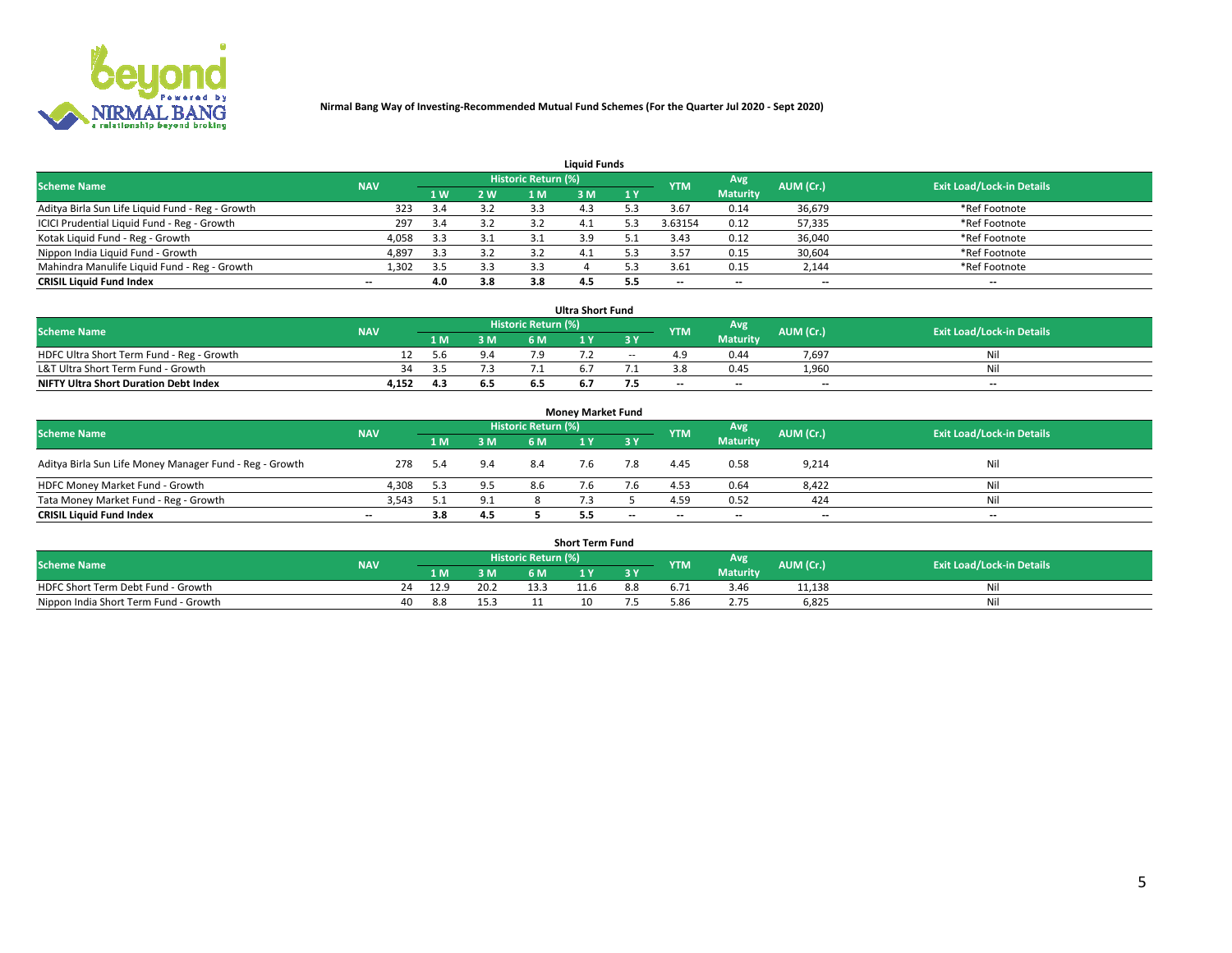# Nirmal Bang Way of Investing-Recommended Mutual Fund Schemes (For the Quarter Jul 2020 - Sept 2020)

## Liquid Funds

| Scheme Name | NAV | Historic Return (%) | | | | | YTM | Avg Maturity | AUM (Cr.) | Exit Load/Lock-in Details |
|---|---|---|---|---|---|---|---|---|---|---|
| | | 1 W | 2 W | 1 M | 3 M | 1 Y | | | | |
| Aditya Birla Sun Life Liquid Fund - Reg - Growth | 323 | 3.4 | 3.2 | 3.3 | 4.3 | 5.3 | 3.67 | 0.14 | 36,679 | *Ref Footnote |
| ICICI Prudential Liquid Fund - Reg - Growth | 297 | 3.4 | 3.2 | 3.2 | 4.1 | 5.3 | 3.63154 | 0.12 | 57,335 | *Ref Footnote |
| Kotak Liquid Fund - Reg - Growth | 4,058 | 3.3 | 3.1 | 3.1 | 3.9 | 5.1 | 3.43 | 0.12 | 36,040 | *Ref Footnote |
| Nippon India Liquid Fund - Growth | 4,897 | 3.3 | 3.2 | 3.2 | 4.1 | 5.3 | 3.57 | 0.15 | 30,604 | *Ref Footnote |
| Mahindra Manulife Liquid Fund - Reg - Growth | 1,302 | 3.5 | 3.3 | 3.3 | 4 | 5.3 | 3.61 | 0.15 | 2,144 | *Ref Footnote |
| **CRISIL Liquid Fund Index** | -- | **4.0** | **3.8** | **3.8** | **4.5** | **5.5** | -- | -- | -- | -- |

## Ultra Short Fund

| Scheme Name | NAV | Historic Return (%) | | | | | YTM | Avg Maturity | AUM (Cr.) | Exit Load/Lock-in Details |
|---|---|---|---|---|---|---|---|---|---|---|
| | | 1 M | 3 M | 6 M | 1 Y | 3 Y | | | | |
| HDFC Ultra Short Term Fund - Reg - Growth | 12 | 5.6 | 9.4 | 7.9 | 7.2 | -- | 4.9 | 0.44 | 7,697 | Nil |
| L&T Ultra Short Term Fund - Growth | 34 | 3.5 | 7.3 | 7.1 | 6.7 | 7.1 | 3.8 | 0.45 | 1,960 | Nil |
| **NIFTY Ultra Short Duration Debt Index** | **4,152** | **4.3** | **6.5** | **6.5** | **6.7** | **7.5** | -- | -- | -- | -- |

## Money Market Fund

| Scheme Name | NAV | Historic Return (%) | | | | | YTM | Avg Maturity | AUM (Cr.) | Exit Load/Lock-in Details |
|---|---|---|---|---|---|---|---|---|---|---|
| | | 1 M | 3 M | 6 M | 1 Y | 3 Y | | | | |
| Aditya Birla Sun Life Money Manager Fund - Reg - Growth | 278 | 5.4 | 9.4 | 8.4 | 7.6 | 7.8 | 4.45 | 0.58 | 9,214 | Nil |
| HDFC Money Market Fund - Growth | 4,308 | 5.3 | 9.5 | 8.6 | 7.6 | 7.6 | 4.53 | 0.64 | 8,422 | Nil |
| Tata Money Market Fund - Reg - Growth | 3,543 | 5.1 | 9.1 | 8 | 7.3 | 5 | 4.59 | 0.52 | 424 | Nil |
| **CRISIL Liquid Fund Index** | -- | **3.8** | **4.5** | **5** | **5.5** | -- | -- | -- | -- | -- |

## Short Term Fund

| Scheme Name | NAV | Historic Return (%) | | | | | YTM | Avg Maturity | AUM (Cr.) | Exit Load/Lock-in Details |
|---|---|---|---|---|---|---|---|---|---|---|
| | | 1 M | 3 M | 6 M | 1 Y | 3 Y | | | | |
| HDFC Short Term Debt Fund - Growth | 24 | 12.9 | 20.2 | 13.3 | 11.6 | 8.8 | 6.71 | 3.46 | 11,138 | Nil |
| Nippon India Short Term Fund - Growth | 40 | 8.8 | 15.3 | 11 | 10 | 7.5 | 5.86 | 2.75 | 6,825 | Nil |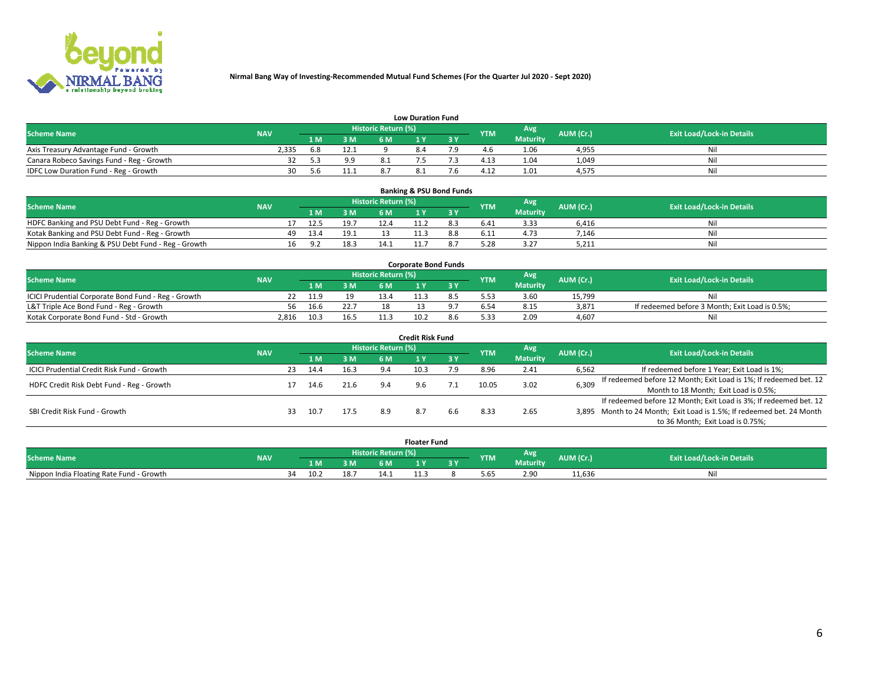**Nirmal Bang Way of Investing-Recommended Mutual Fund Schemes (For the Quarter Jul 2020 - Sept 2020)**

### Low Duration Fund

| Scheme Name | NAV | Historic Return (%) | | | | | YTM | Avg Maturity | AUM (Cr.) | Exit Load/Lock-in Details |
|---|---|---|---|---|---|---|---|---|---|---|
| | | 1 M | 3 M | 6 M | 1 Y | 3 Y | | | | |
| Axis Treasury Advantage Fund - Growth | 2,335 | 6.8 | 12.1 | 9 | 8.4 | 7.9 | 4.6 | 1.06 | 4,955 | Nil |
| Canara Robeco Savings Fund - Reg - Growth | 32 | 5.3 | 9.9 | 8.1 | 7.5 | 7.3 | 4.13 | 1.04 | 1,049 | Nil |
| IDFC Low Duration Fund - Reg - Growth | 30 | 5.6 | 11.1 | 8.7 | 8.1 | 7.6 | 4.12 | 1.01 | 4,575 | Nil |

### Banking & PSU Bond Funds

| Scheme Name | NAV | Historic Return (%) | | | | | YTM | Avg Maturity | AUM (Cr.) | Exit Load/Lock-in Details |
|---|---|---|---|---|---|---|---|---|---|---|
| | | 1 M | 3 M | 6 M | 1 Y | 3 Y | | | | |
| HDFC Banking and PSU Debt Fund - Reg - Growth | 17 | 12.5 | 19.7 | 12.4 | 11.2 | 8.3 | 6.41 | 3.33 | 6,416 | Nil |
| Kotak Banking and PSU Debt Fund - Reg - Growth | 49 | 13.4 | 19.1 | 13 | 11.3 | 8.8 | 6.11 | 4.73 | 7,146 | Nil |
| Nippon India Banking & PSU Debt Fund - Reg - Growth | 16 | 9.2 | 18.3 | 14.1 | 11.7 | 8.7 | 5.28 | 3.27 | 5,211 | Nil |

### Corporate Bond Funds

| Scheme Name | NAV | Historic Return (%) | | | | | YTM | Avg Maturity | AUM (Cr.) | Exit Load/Lock-in Details |
|---|---|---|---|---|---|---|---|---|---|---|
| | | 1 M | 3 M | 6 M | 1 Y | 3 Y | | | | |
| ICICI Prudential Corporate Bond Fund - Reg - Growth | 22 | 11.9 | 19 | 13.4 | 11.3 | 8.5 | 5.53 | 3.60 | 15,799 | Nil |
| L&T Triple Ace Bond Fund - Reg - Growth | 56 | 16.6 | 22.7 | 18 | 13 | 9.7 | 6.54 | 8.15 | 3,871 | If redeemed before 3 Month; Exit Load is 0.5%; |
| Kotak Corporate Bond Fund - Std - Growth | 2,816 | 10.3 | 16.5 | 11.3 | 10.2 | 8.6 | 5.33 | 2.09 | 4,607 | Nil |

### Credit Risk Fund

| Scheme Name | NAV | Historic Return (%) | | | | | YTM | Avg Maturity | AUM (Cr.) | Exit Load/Lock-in Details |
|---|---|---|---|---|---|---|---|---|---|---|
| | | 1 M | 3 M | 6 M | 1 Y | 3 Y | | | | |
| ICICI Prudential Credit Risk Fund - Growth | 23 | 14.4 | 16.3 | 9.4 | 10.3 | 7.9 | 8.96 | 2.41 | 6,562 | If redeemed before 1 Year; Exit Load is 1%; |
| HDFC Credit Risk Debt Fund - Reg - Growth | 17 | 14.6 | 21.6 | 9.4 | 9.6 | 7.1 | 10.05 | 3.02 | 6,309 | If redeemed before 12 Month; Exit Load is 1%; If redeemed bet. 12 Month to 18 Month; Exit Load is 0.5%; |
| SBI Credit Risk Fund - Growth | 33 | 10.7 | 17.5 | 8.9 | 8.7 | 6.6 | 8.33 | 2.65 | 3,895 | If redeemed before 12 Month; Exit Load is 3%; If redeemed bet. 12 Month to 24 Month; Exit Load is 1.5%; If redeemed bet. 24 Month to 36 Month; Exit Load is 0.75%; |

### Floater Fund

| Scheme Name | NAV | Historic Return (%) | | | | | YTM | Avg Maturity | AUM (Cr.) | Exit Load/Lock-in Details |
|---|---|---|---|---|---|---|---|---|---|---|
| | | 1 M | 3 M | 6 M | 1 Y | 3 Y | | | | |
| Nippon India Floating Rate Fund - Growth | 34 | 10.2 | 18.7 | 14.1 | 11.3 | 8 | 5.65 | 2.90 | 11,636 | Nil |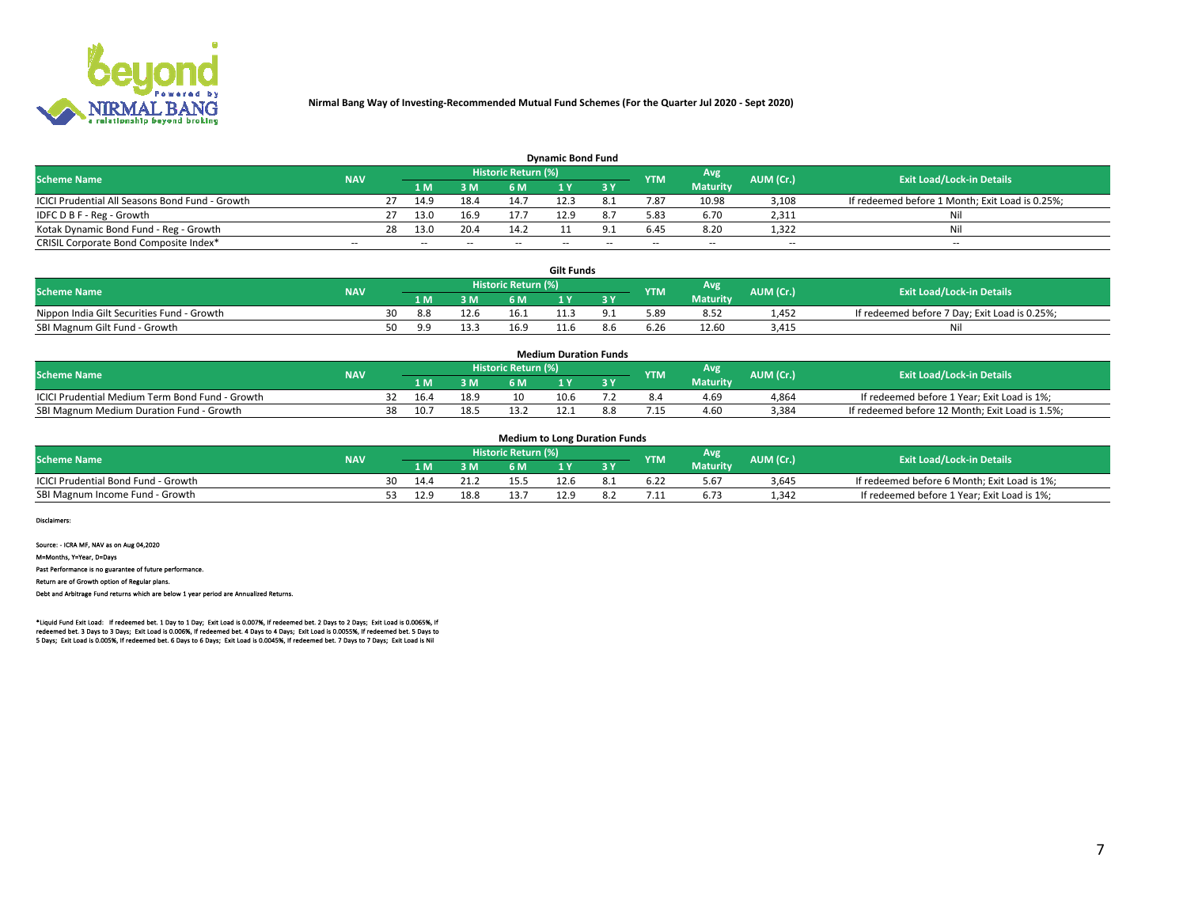Nirmal Bang Way of Investing-Recommended Mutual Fund Schemes (For the Quarter Jul 2020 - Sept 2020)

## Dynamic Bond Fund

| Scheme Name | NAV | Historic Return (%) | | | | | YTM | Avg Maturity | AUM (Cr.) | Exit Load/Lock-in Details |
|---|---|---|---|---|---|---|---|---|---|---|
| | | 1 M | 3 M | 6 M | 1 Y | 3 Y | | | | |
| ICICI Prudential All Seasons Bond Fund - Growth | 27 | 14.9 | 18.4 | 14.7 | 12.3 | 8.1 | 7.87 | 10.98 | 3,108 | If redeemed before 1 Month; Exit Load is 0.25%; |
| IDFC D B F - Reg - Growth | 27 | 13.0 | 16.9 | 17.7 | 12.9 | 8.7 | 5.83 | 6.70 | 2,311 | Nil |
| Kotak Dynamic Bond Fund - Reg - Growth | 28 | 13.0 | 20.4 | 14.2 | 11 | 9.1 | 6.45 | 8.20 | 1,322 | Nil |
| CRISIL Corporate Bond Composite Index* | -- | -- | -- | -- | -- | -- | -- | -- | -- | -- |

## Gilt Funds

| Scheme Name | NAV | Historic Return (%) | | | | | YTM | Avg Maturity | AUM (Cr.) | Exit Load/Lock-in Details |
|---|---|---|---|---|---|---|---|---|---|---|
| | | 1 M | 3 M | 6 M | 1 Y | 3 Y | | | | |
| Nippon India Gilt Securities Fund - Growth | 30 | 8.8 | 12.6 | 16.1 | 11.3 | 9.1 | 5.89 | 8.52 | 1,452 | If redeemed before 7 Day; Exit Load is 0.25%; |
| SBI Magnum Gilt Fund - Growth | 50 | 9.9 | 13.3 | 16.9 | 11.6 | 8.6 | 6.26 | 12.60 | 3,415 | Nil |

## Medium Duration Funds

| Scheme Name | NAV | Historic Return (%) | | | | | YTM | Avg Maturity | AUM (Cr.) | Exit Load/Lock-in Details |
|---|---|---|---|---|---|---|---|---|---|---|
| | | 1 M | 3 M | 6 M | 1 Y | 3 Y | | | | |
| ICICI Prudential Medium Term Bond Fund - Growth | 32 | 16.4 | 18.9 | 10 | 10.6 | 7.2 | 8.4 | 4.69 | 4,864 | If redeemed before 1 Year; Exit Load is 1%; |
| SBI Magnum Medium Duration Fund - Growth | 38 | 10.7 | 18.5 | 13.2 | 12.1 | 8.8 | 7.15 | 4.60 | 3,384 | If redeemed before 12 Month; Exit Load is 1.5%; |

## Medium to Long Duration Funds

| Scheme Name | NAV | Historic Return (%) | | | | | YTM | Avg Maturity | AUM (Cr.) | Exit Load/Lock-in Details |
|---|---|---|---|---|---|---|---|---|---|---|
| | | 1 M | 3 M | 6 M | 1 Y | 3 Y | | | | |
| ICICI Prudential Bond Fund - Growth | 30 | 14.4 | 21.2 | 15.5 | 12.6 | 8.1 | 6.22 | 5.67 | 3,645 | If redeemed before 6 Month; Exit Load is 1%; |
| SBI Magnum Income Fund - Growth | 53 | 12.9 | 18.8 | 13.7 | 12.9 | 8.2 | 7.11 | 6.73 | 1,342 | If redeemed before 1 Year; Exit Load is 1%; |

Disclaimers:

Source: - ICRA MF, NAV as on Aug 04,2020

M=Months, Y=Year, D=Days

Past Performance is no guarantee of future performance.

Return are of Growth option of Regular plans.

Debt and Arbitrage Fund returns which are below 1 year period are Annualized Returns.

*Liquid Fund Exit Load: If redeemed bet. 1 Day to 1 Day; Exit Load is 0.007%, If redeemed bet. 2 Days to 2 Days; Exit Load is 0.0065%, If redeemed bet. 3 Days to 3 Days; Exit Load is 0.006%, If redeemed bet. 4 Days to 4 Days; Exit Load is 0.0055%, If redeemed bet. 5 Days to 5 Days; Exit Load is 0.005%, If redeemed bet. 6 Days to 6 Days; Exit Load is 0.0045%, If redeemed bet. 7 Days to 7 Days; Exit Load is Nil